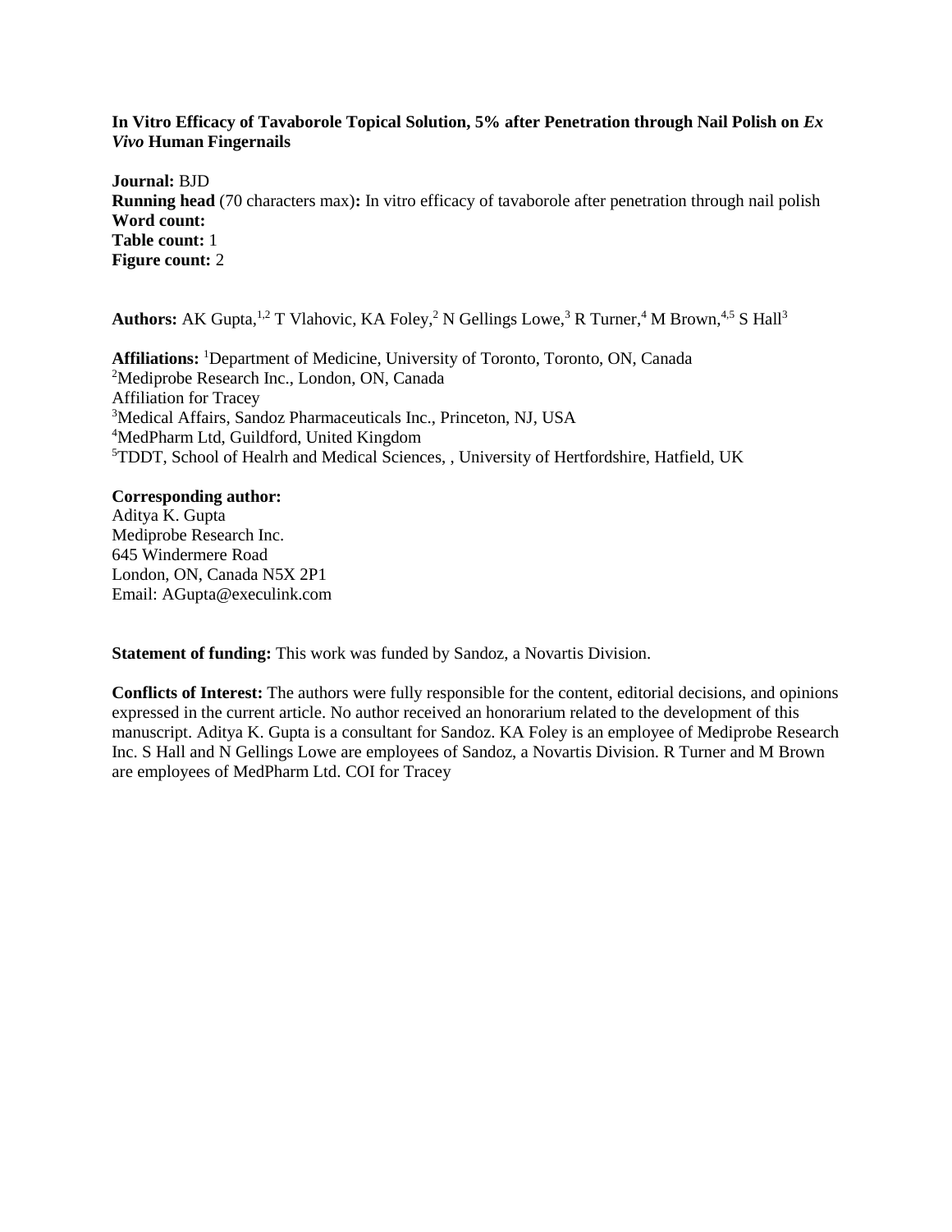**In Vitro Efficacy of Tavaborole Topical Solution, 5% after Penetration through Nail Polish on *Ex Vivo* Human Fingernails**

**Journal:** BJD
**Running head** (70 characters max)**:** In vitro efficacy of tavaborole after penetration through nail polish
**Word count:**
**Table count:** 1
**Figure count:** 2

**Authors:** AK Gupta,[1,2] T Vlahovic, KA Foley,[2] N Gellings Lowe,[3] R Turner,[4] M Brown,[4,5] S Hall[3]

**Affiliations:** [1]Department of Medicine, University of Toronto, Toronto, ON, Canada
[2]Mediprobe Research Inc., London, ON, Canada
Affiliation for Tracey
[3]Medical Affairs, Sandoz Pharmaceuticals Inc., Princeton, NJ, USA
[4]MedPharm Ltd, Guildford, United Kingdom
[5]TDDT, School of Healrh and Medical Sciences, , University of Hertfordshire, Hatfield, UK

**Corresponding author:**
Aditya K. Gupta
Mediprobe Research Inc.
645 Windermere Road
London, ON, Canada N5X 2P1
Email: AGupta@execulink.com

**Statement of funding:** This work was funded by Sandoz, a Novartis Division.

**Conflicts of Interest:** The authors were fully responsible for the content, editorial decisions, and opinions expressed in the current article. No author received an honorarium related to the development of this manuscript. Aditya K. Gupta is a consultant for Sandoz. KA Foley is an employee of Mediprobe Research Inc. S Hall and N Gellings Lowe are employees of Sandoz, a Novartis Division. R Turner and M Brown are employees of MedPharm Ltd. COI for Tracey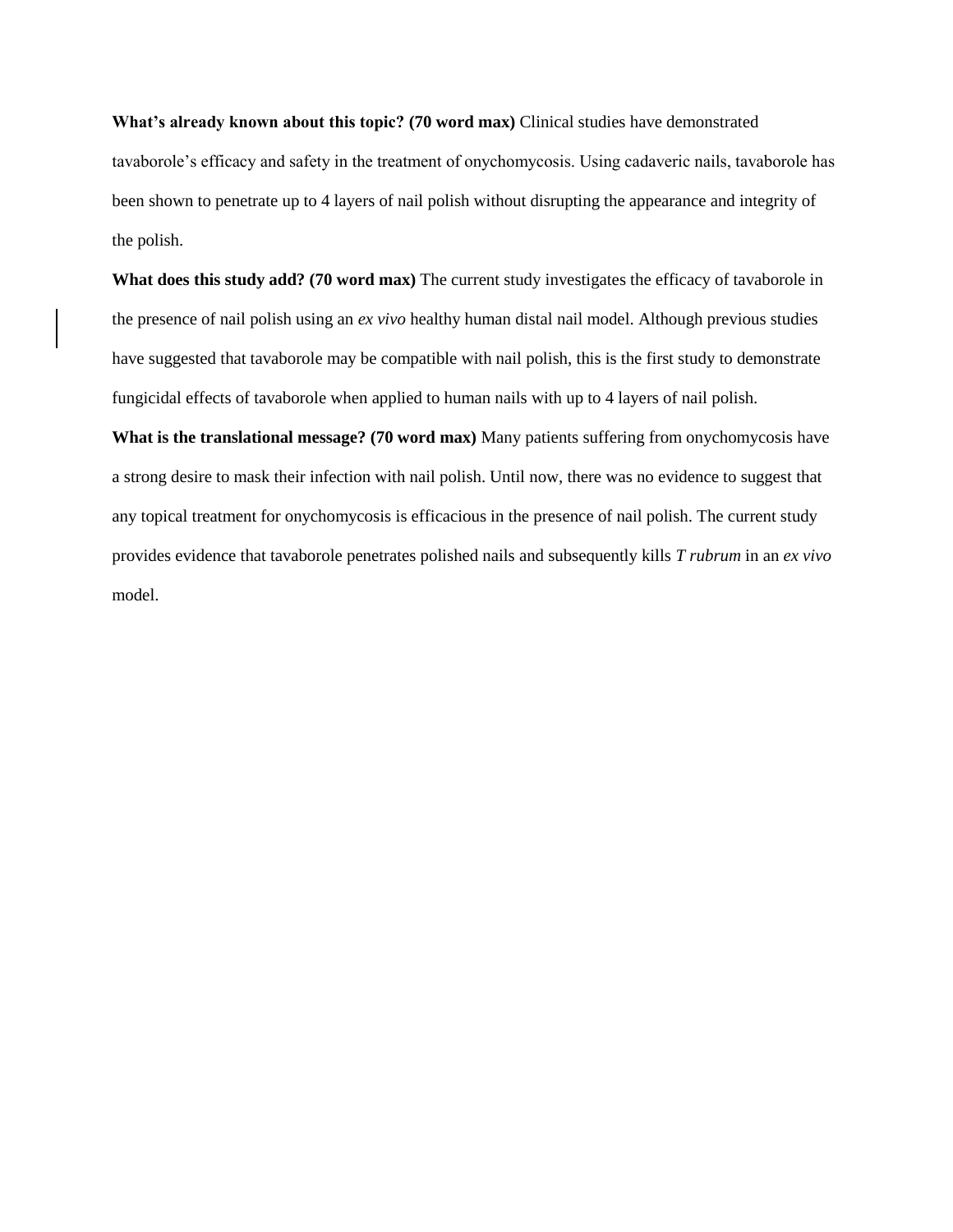**What's already known about this topic? (70 word max)** Clinical studies have demonstrated tavaborole's efficacy and safety in the treatment of onychomycosis. Using cadaveric nails, tavaborole has been shown to penetrate up to 4 layers of nail polish without disrupting the appearance and integrity of the polish.

**What does this study add? (70 word max)** The current study investigates the efficacy of tavaborole in the presence of nail polish using an *ex vivo* healthy human distal nail model. Although previous studies have suggested that tavaborole may be compatible with nail polish, this is the first study to demonstrate fungicidal effects of tavaborole when applied to human nails with up to 4 layers of nail polish.

**What is the translational message? (70 word max)** Many patients suffering from onychomycosis have a strong desire to mask their infection with nail polish. Until now, there was no evidence to suggest that any topical treatment for onychomycosis is efficacious in the presence of nail polish. The current study provides evidence that tavaborole penetrates polished nails and subsequently kills *T rubrum* in an *ex vivo* model.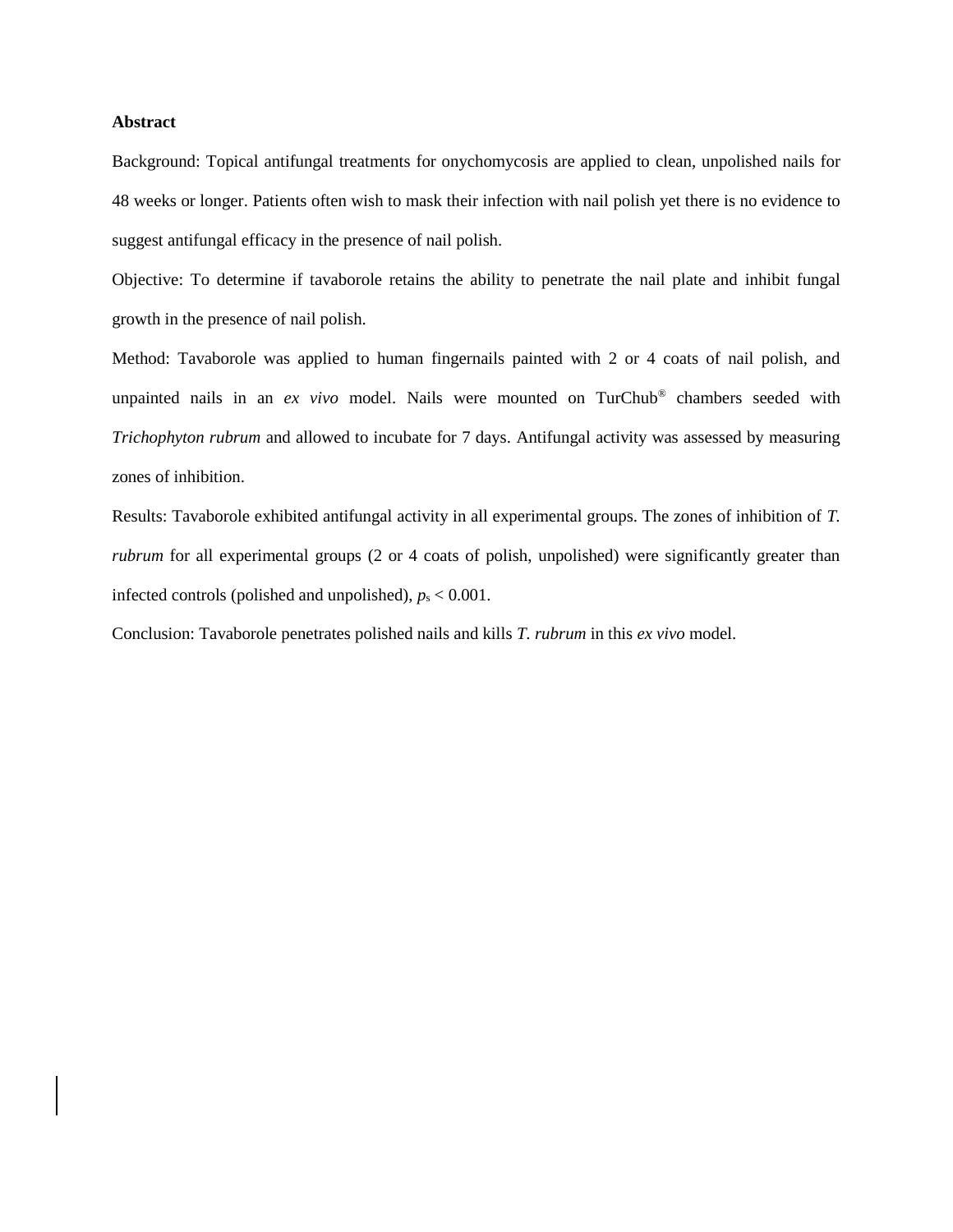**Abstract**

Background: Topical antifungal treatments for onychomycosis are applied to clean, unpolished nails for 48 weeks or longer. Patients often wish to mask their infection with nail polish yet there is no evidence to suggest antifungal efficacy in the presence of nail polish.

Objective: To determine if tavaborole retains the ability to penetrate the nail plate and inhibit fungal growth in the presence of nail polish.

Method: Tavaborole was applied to human fingernails painted with 2 or 4 coats of nail polish, and unpainted nails in an *ex vivo* model. Nails were mounted on TurChub® chambers seeded with *Trichophyton rubrum* and allowed to incubate for 7 days. Antifungal activity was assessed by measuring zones of inhibition.

Results: Tavaborole exhibited antifungal activity in all experimental groups. The zones of inhibition of *T. rubrum* for all experimental groups (2 or 4 coats of polish, unpolished) were significantly greater than infected controls (polished and unpolished), $p_s < 0.001$.

Conclusion: Tavaborole penetrates polished nails and kills *T. rubrum* in this *ex vivo* model.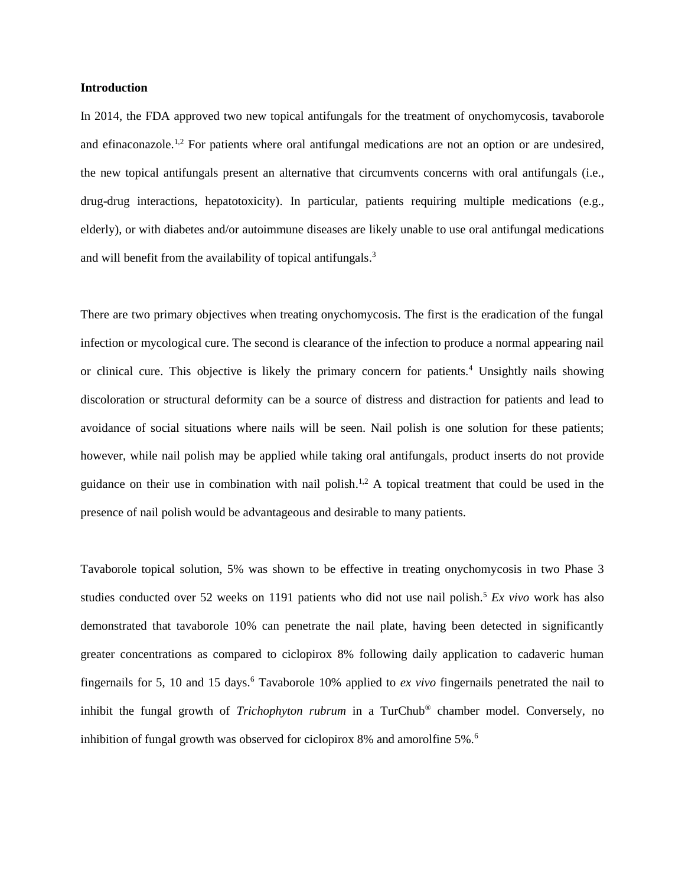**Introduction**

In 2014, the FDA approved two new topical antifungals for the treatment of onychomycosis, tavaborole and efinaconazole.[1,2] For patients where oral antifungal medications are not an option or are undesired, the new topical antifungals present an alternative that circumvents concerns with oral antifungals (i.e., drug-drug interactions, hepatotoxicity). In particular, patients requiring multiple medications (e.g., elderly), or with diabetes and/or autoimmune diseases are likely unable to use oral antifungal medications and will benefit from the availability of topical antifungals.[3]

There are two primary objectives when treating onychomycosis. The first is the eradication of the fungal infection or mycological cure. The second is clearance of the infection to produce a normal appearing nail or clinical cure. This objective is likely the primary concern for patients.[4] Unsightly nails showing discoloration or structural deformity can be a source of distress and distraction for patients and lead to avoidance of social situations where nails will be seen. Nail polish is one solution for these patients; however, while nail polish may be applied while taking oral antifungals, product inserts do not provide guidance on their use in combination with nail polish.[1,2] A topical treatment that could be used in the presence of nail polish would be advantageous and desirable to many patients.

Tavaborole topical solution, 5% was shown to be effective in treating onychomycosis in two Phase 3 studies conducted over 52 weeks on 1191 patients who did not use nail polish.[5] *Ex vivo* work has also demonstrated that tavaborole 10% can penetrate the nail plate, having been detected in significantly greater concentrations as compared to ciclopirox 8% following daily application to cadaveric human fingernails for 5, 10 and 15 days.[6] Tavaborole 10% applied to *ex vivo* fingernails penetrated the nail to inhibit the fungal growth of *Trichophyton rubrum* in a TurChub® chamber model. Conversely, no inhibition of fungal growth was observed for ciclopirox 8% and amorolfine 5%.[6]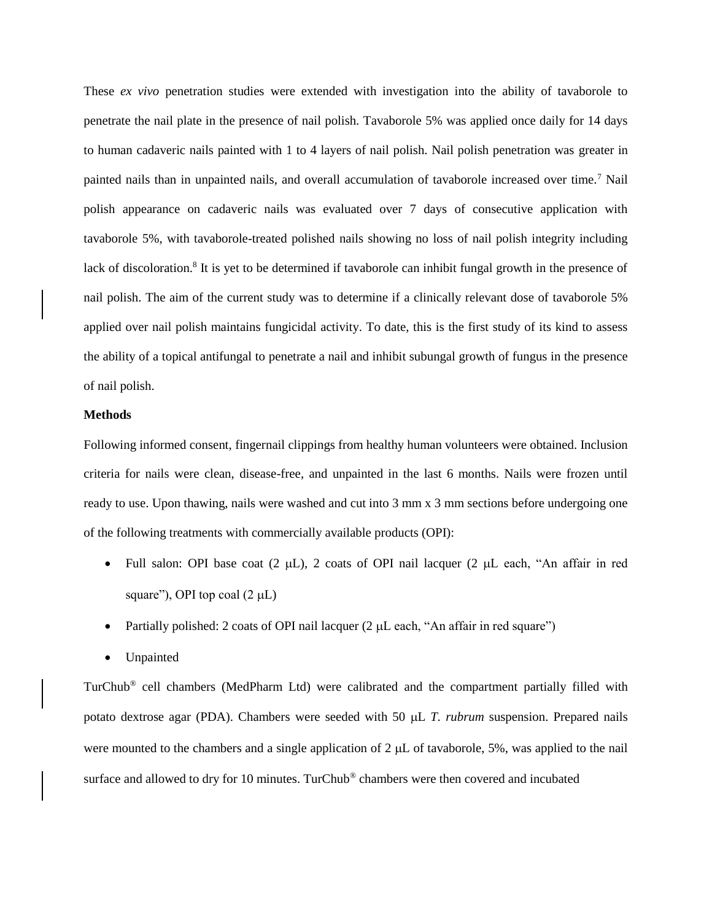These *ex vivo* penetration studies were extended with investigation into the ability of tavaborole to penetrate the nail plate in the presence of nail polish. Tavaborole 5% was applied once daily for 14 days to human cadaveric nails painted with 1 to 4 layers of nail polish. Nail polish penetration was greater in painted nails than in unpainted nails, and overall accumulation of tavaborole increased over time.[7] Nail polish appearance on cadaveric nails was evaluated over 7 days of consecutive application with tavaborole 5%, with tavaborole-treated polished nails showing no loss of nail polish integrity including lack of discoloration.[8] It is yet to be determined if tavaborole can inhibit fungal growth in the presence of nail polish. The aim of the current study was to determine if a clinically relevant dose of tavaborole 5% applied over nail polish maintains fungicidal activity. To date, this is the first study of its kind to assess the ability of a topical antifungal to penetrate a nail and inhibit subungal growth of fungus in the presence of nail polish.

**Methods**

Following informed consent, fingernail clippings from healthy human volunteers were obtained. Inclusion criteria for nails were clean, disease-free, and unpainted in the last 6 months. Nails were frozen until ready to use. Upon thawing, nails were washed and cut into 3 mm x 3 mm sections before undergoing one of the following treatments with commercially available products (OPI):

- Full salon: OPI base coat (2 μL), 2 coats of OPI nail lacquer (2 μL each, "An affair in red square"), OPI top coal (2 μL)
- Partially polished: 2 coats of OPI nail lacquer (2 μL each, "An affair in red square")
- Unpainted

TurChub® cell chambers (MedPharm Ltd) were calibrated and the compartment partially filled with potato dextrose agar (PDA). Chambers were seeded with 50 μL *T. rubrum* suspension. Prepared nails were mounted to the chambers and a single application of 2 μL of tavaborole, 5%, was applied to the nail surface and allowed to dry for 10 minutes. TurChub® chambers were then covered and incubated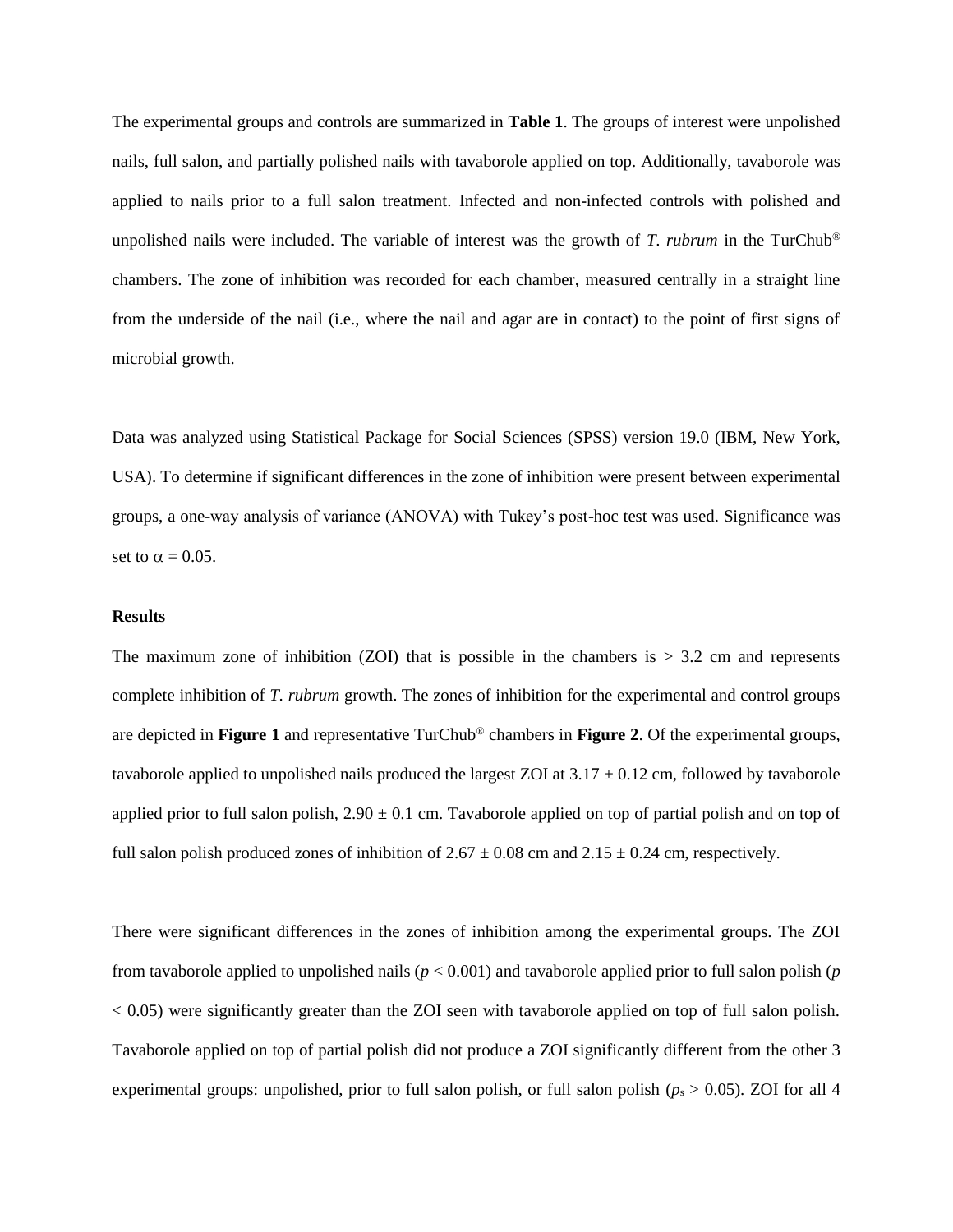The experimental groups and controls are summarized in **Table 1**. The groups of interest were unpolished nails, full salon, and partially polished nails with tavaborole applied on top. Additionally, tavaborole was applied to nails prior to a full salon treatment. Infected and non-infected controls with polished and unpolished nails were included. The variable of interest was the growth of *T. rubrum* in the TurChub® chambers. The zone of inhibition was recorded for each chamber, measured centrally in a straight line from the underside of the nail (i.e., where the nail and agar are in contact) to the point of first signs of microbial growth.

Data was analyzed using Statistical Package for Social Sciences (SPSS) version 19.0 (IBM, New York, USA). To determine if significant differences in the zone of inhibition were present between experimental groups, a one-way analysis of variance (ANOVA) with Tukey's post-hoc test was used. Significance was set to $\alpha = 0.05$.

### Results

The maximum zone of inhibition (ZOI) that is possible in the chambers is > 3.2 cm and represents complete inhibition of *T. rubrum* growth. The zones of inhibition for the experimental and control groups are depicted in **Figure 1** and representative TurChub® chambers in **Figure 2**. Of the experimental groups, tavaborole applied to unpolished nails produced the largest ZOI at $3.17 \pm 0.12$ cm, followed by tavaborole applied prior to full salon polish, $2.90 \pm 0.1$ cm. Tavaborole applied on top of partial polish and on top of full salon polish produced zones of inhibition of $2.67 \pm 0.08$ cm and $2.15 \pm 0.24$ cm, respectively.

There were significant differences in the zones of inhibition among the experimental groups. The ZOI from tavaborole applied to unpolished nails ($p < 0.001$) and tavaborole applied prior to full salon polish ($p < 0.05$) were significantly greater than the ZOI seen with tavaborole applied on top of full salon polish. Tavaborole applied on top of partial polish did not produce a ZOI significantly different from the other 3 experimental groups: unpolished, prior to full salon polish, or full salon polish ($p_s > 0.05$). ZOI for all 4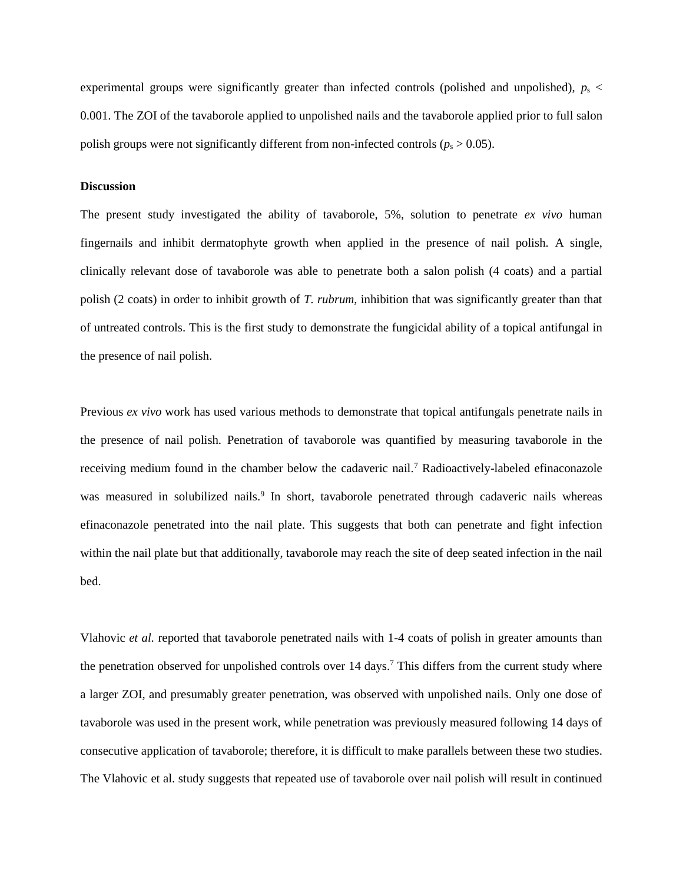experimental groups were significantly greater than infected controls (polished and unpolished), $p_s < 0.001$. The ZOI of the tavaborole applied to unpolished nails and the tavaborole applied prior to full salon polish groups were not significantly different from non-infected controls ($p_s > 0.05$).

**Discussion**

The present study investigated the ability of tavaborole, 5%, solution to penetrate *ex vivo* human fingernails and inhibit dermatophyte growth when applied in the presence of nail polish. A single, clinically relevant dose of tavaborole was able to penetrate both a salon polish (4 coats) and a partial polish (2 coats) in order to inhibit growth of *T. rubrum*, inhibition that was significantly greater than that of untreated controls. This is the first study to demonstrate the fungicidal ability of a topical antifungal in the presence of nail polish.

Previous *ex vivo* work has used various methods to demonstrate that topical antifungals penetrate nails in the presence of nail polish. Penetration of tavaborole was quantified by measuring tavaborole in the receiving medium found in the chamber below the cadaveric nail.[7] Radioactively-labeled efinaconazole was measured in solubilized nails.[9] In short, tavaborole penetrated through cadaveric nails whereas efinaconazole penetrated into the nail plate. This suggests that both can penetrate and fight infection within the nail plate but that additionally, tavaborole may reach the site of deep seated infection in the nail bed.

Vlahovic *et al.* reported that tavaborole penetrated nails with 1-4 coats of polish in greater amounts than the penetration observed for unpolished controls over 14 days.[7] This differs from the current study where a larger ZOI, and presumably greater penetration, was observed with unpolished nails. Only one dose of tavaborole was used in the present work, while penetration was previously measured following 14 days of consecutive application of tavaborole; therefore, it is difficult to make parallels between these two studies. The Vlahovic et al. study suggests that repeated use of tavaborole over nail polish will result in continued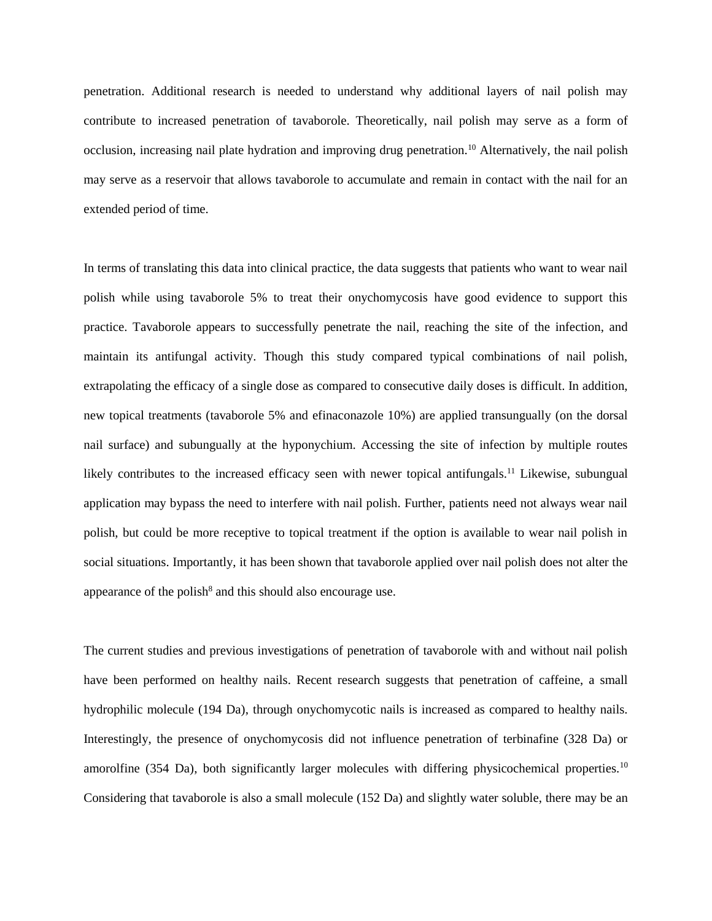penetration. Additional research is needed to understand why additional layers of nail polish may contribute to increased penetration of tavaborole. Theoretically, nail polish may serve as a form of occlusion, increasing nail plate hydration and improving drug penetration.[10] Alternatively, the nail polish may serve as a reservoir that allows tavaborole to accumulate and remain in contact with the nail for an extended period of time.

In terms of translating this data into clinical practice, the data suggests that patients who want to wear nail polish while using tavaborole 5% to treat their onychomycosis have good evidence to support this practice. Tavaborole appears to successfully penetrate the nail, reaching the site of the infection, and maintain its antifungal activity. Though this study compared typical combinations of nail polish, extrapolating the efficacy of a single dose as compared to consecutive daily doses is difficult. In addition, new topical treatments (tavaborole 5% and efinaconazole 10%) are applied transungually (on the dorsal nail surface) and subungually at the hyponychium. Accessing the site of infection by multiple routes likely contributes to the increased efficacy seen with newer topical antifungals.[11] Likewise, subungual application may bypass the need to interfere with nail polish. Further, patients need not always wear nail polish, but could be more receptive to topical treatment if the option is available to wear nail polish in social situations. Importantly, it has been shown that tavaborole applied over nail polish does not alter the appearance of the polish[8] and this should also encourage use.

The current studies and previous investigations of penetration of tavaborole with and without nail polish have been performed on healthy nails. Recent research suggests that penetration of caffeine, a small hydrophilic molecule (194 Da), through onychomycotic nails is increased as compared to healthy nails. Interestingly, the presence of onychomycosis did not influence penetration of terbinafine (328 Da) or amorolfine (354 Da), both significantly larger molecules with differing physicochemical properties.[10] Considering that tavaborole is also a small molecule (152 Da) and slightly water soluble, there may be an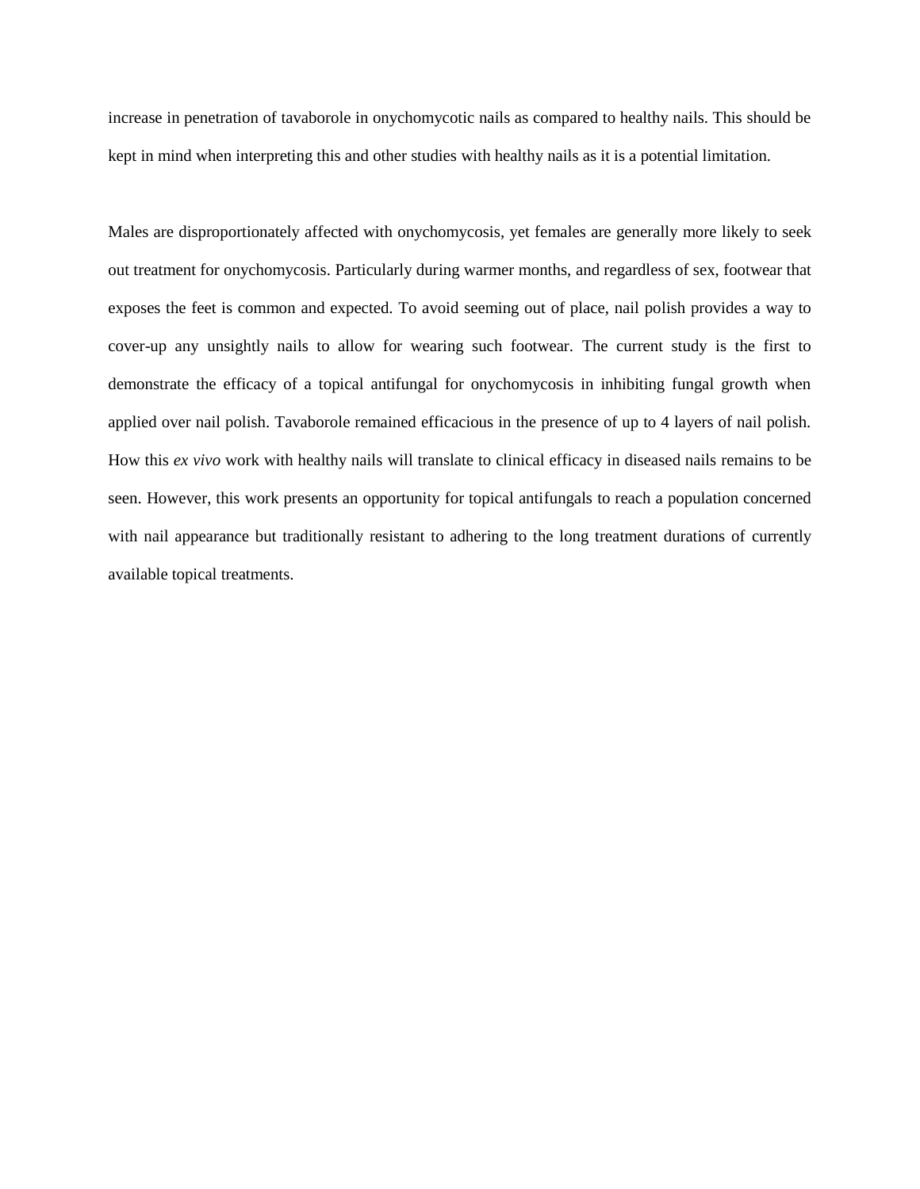increase in penetration of tavaborole in onychomycotic nails as compared to healthy nails. This should be kept in mind when interpreting this and other studies with healthy nails as it is a potential limitation.

Males are disproportionately affected with onychomycosis, yet females are generally more likely to seek out treatment for onychomycosis. Particularly during warmer months, and regardless of sex, footwear that exposes the feet is common and expected. To avoid seeming out of place, nail polish provides a way to cover-up any unsightly nails to allow for wearing such footwear. The current study is the first to demonstrate the efficacy of a topical antifungal for onychomycosis in inhibiting fungal growth when applied over nail polish. Tavaborole remained efficacious in the presence of up to 4 layers of nail polish. How this *ex vivo* work with healthy nails will translate to clinical efficacy in diseased nails remains to be seen. However, this work presents an opportunity for topical antifungals to reach a population concerned with nail appearance but traditionally resistant to adhering to the long treatment durations of currently available topical treatments.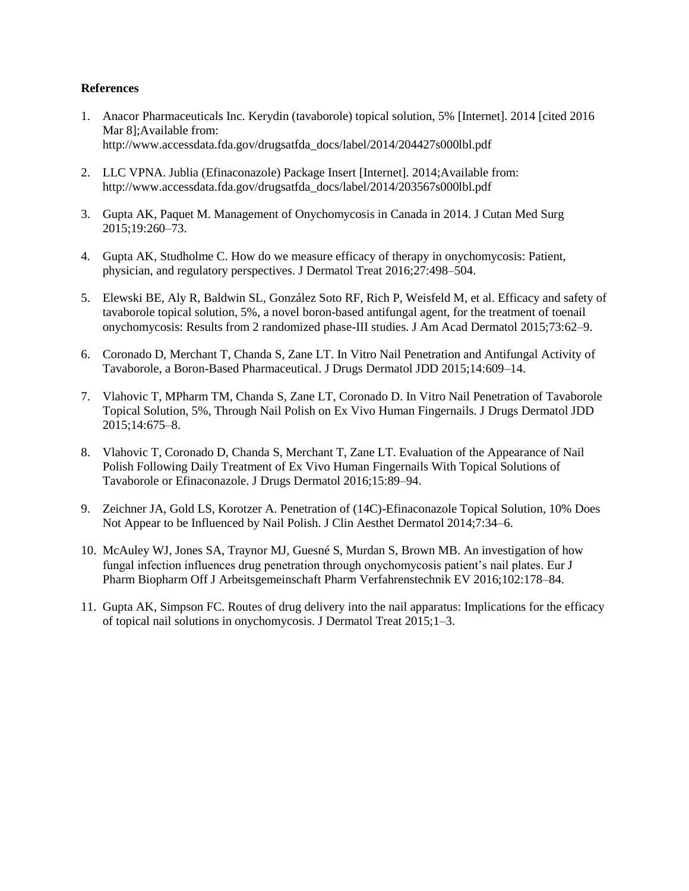**References**

1. Anacor Pharmaceuticals Inc. Kerydin (tavaborole) topical solution, 5% [Internet]. 2014 [cited 2016 Mar 8];Available from: http://www.accessdata.fda.gov/drugsatfda_docs/label/2014/204427s000lbl.pdf

2. LLC VPNA. Jublia (Efinaconazole) Package Insert [Internet]. 2014;Available from: http://www.accessdata.fda.gov/drugsatfda_docs/label/2014/203567s000lbl.pdf

3. Gupta AK, Paquet M. Management of Onychomycosis in Canada in 2014. J Cutan Med Surg 2015;19:260–73.

4. Gupta AK, Studholme C. How do we measure efficacy of therapy in onychomycosis: Patient, physician, and regulatory perspectives. J Dermatol Treat 2016;27:498–504.

5. Elewski BE, Aly R, Baldwin SL, González Soto RF, Rich P, Weisfeld M, et al. Efficacy and safety of tavaborole topical solution, 5%, a novel boron-based antifungal agent, for the treatment of toenail onychomycosis: Results from 2 randomized phase-III studies. J Am Acad Dermatol 2015;73:62–9.

6. Coronado D, Merchant T, Chanda S, Zane LT. In Vitro Nail Penetration and Antifungal Activity of Tavaborole, a Boron-Based Pharmaceutical. J Drugs Dermatol JDD 2015;14:609–14.

7. Vlahovic T, MPharm TM, Chanda S, Zane LT, Coronado D. In Vitro Nail Penetration of Tavaborole Topical Solution, 5%, Through Nail Polish on Ex Vivo Human Fingernails. J Drugs Dermatol JDD 2015;14:675–8.

8. Vlahovic T, Coronado D, Chanda S, Merchant T, Zane LT. Evaluation of the Appearance of Nail Polish Following Daily Treatment of Ex Vivo Human Fingernails With Topical Solutions of Tavaborole or Efinaconazole. J Drugs Dermatol 2016;15:89–94.

9. Zeichner JA, Gold LS, Korotzer A. Penetration of (14C)-Efinaconazole Topical Solution, 10% Does Not Appear to be Influenced by Nail Polish. J Clin Aesthet Dermatol 2014;7:34–6.

10. McAuley WJ, Jones SA, Traynor MJ, Guesné S, Murdan S, Brown MB. An investigation of how fungal infection influences drug penetration through onychomycosis patient's nail plates. Eur J Pharm Biopharm Off J Arbeitsgemeinschaft Pharm Verfahrenstechnik EV 2016;102:178–84.

11. Gupta AK, Simpson FC. Routes of drug delivery into the nail apparatus: Implications for the efficacy of topical nail solutions in onychomycosis. J Dermatol Treat 2015;1–3.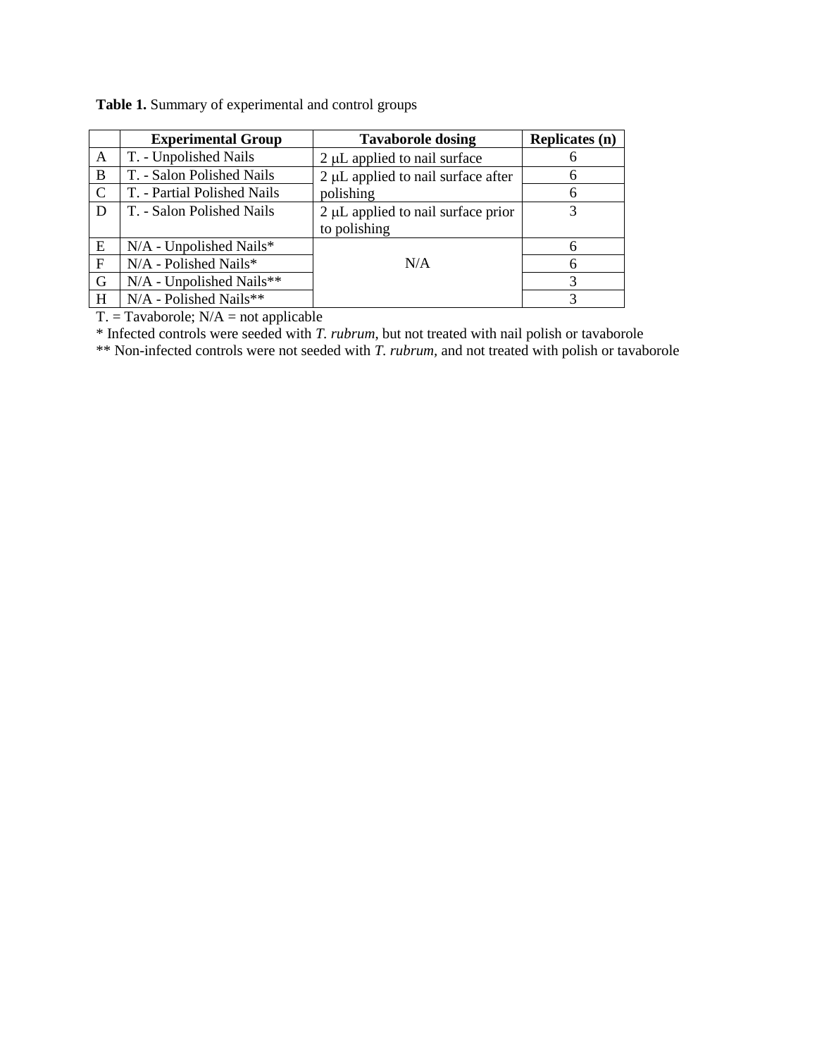**Table 1.** Summary of experimental and control groups

| | Experimental Group | Tavaborole dosing | Replicates (n) |
|---|---|---|---|
| A | T. - Unpolished Nails | 2 μL applied to nail surface | 6 |
| B | T. - Salon Polished Nails | 2 μL applied to nail surface after polishing | 6 |
| C | T. - Partial Polished Nails | | 6 |
| D | T. - Salon Polished Nails | 2 μL applied to nail surface prior to polishing | 3 |
| E | N/A - Unpolished Nails* | N/A | 6 |
| F | N/A - Polished Nails* | | 6 |
| G | N/A - Unpolished Nails** | | 3 |
| H | N/A - Polished Nails** | | 3 |

T. = Tavaborole; N/A = not applicable

\* Infected controls were seeded with *T. rubrum*, but not treated with nail polish or tavaborole

\*\* Non-infected controls were not seeded with *T. rubrum*, and not treated with polish or tavaborole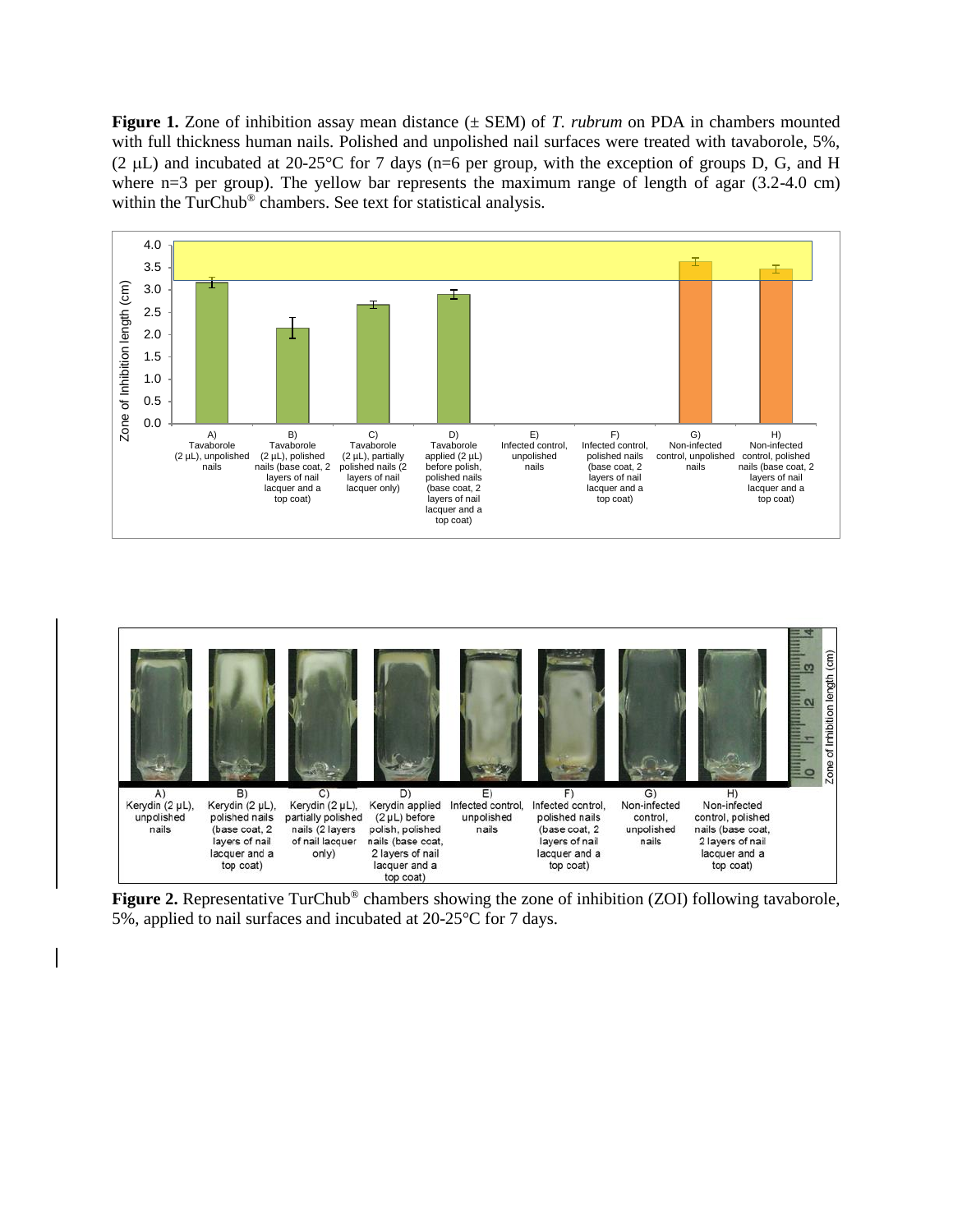**Figure 1.** Zone of inhibition assay mean distance (± SEM) of *T. rubrum* on PDA in chambers mounted with full thickness human nails. Polished and unpolished nail surfaces were treated with tavaborole, 5%, (2 µL) and incubated at 20-25°C for 7 days (n=6 per group, with the exception of groups D, G, and H where n=3 per group). The yellow bar represents the maximum range of length of agar (3.2-4.0 cm) within the TurChub® chambers. See text for statistical analysis.

Zone of Inhibition length (cm)

4.0
3.5
3.0
2.5
2.0
1.5
1.0
0.5
0.0

A) Tavaborole (2 µL), unpolished nails

B) Tavaborole (2 µL), polished nails (base coat, 2 layers of nail lacquer and a top coat)

C) Tavaborole (2 µL), partially polished nails (2 layers of nail lacquer only)

D) Tavaborole applied (2 µL) before polish, polished nails (base coat, 2 layers of nail lacquer and a top coat)

E) Infected control, unpolished nails

F) Infected control, polished nails (base coat, 2 layers of nail lacquer and a top coat)

G) Non-infected control, unpolished nails

H) Non-infected control, polished nails (base coat, 2 layers of nail lacquer and a top coat)

Zone of Inhibition length (cm)

0 1 2 3 4

A) Kerydin (2 µL), unpolished nails

B) Kerydin (2 µL), polished nails (base coat, 2 layers of nail lacquer and a top coat)

C) Kerydin (2 µL), partially polished nails (2 layers of nail lacquer only)

D) Kerydin applied (2 µL) before polish, polished nails (base coat, 2 layers of nail lacquer and a top coat)

E) Infected control, unpolished nails

F) Infected control, polished nails (base coat, 2 layers of nail lacquer and a top coat)

G) Non-infected control, unpolished nails

H) Non-infected control, polished nails (base coat, 2 layers of nail lacquer and a top coat)

**Figure 2.** Representative TurChub® chambers showing the zone of inhibition (ZOI) following tavaborole, 5%, applied to nail surfaces and incubated at 20-25°C for 7 days.